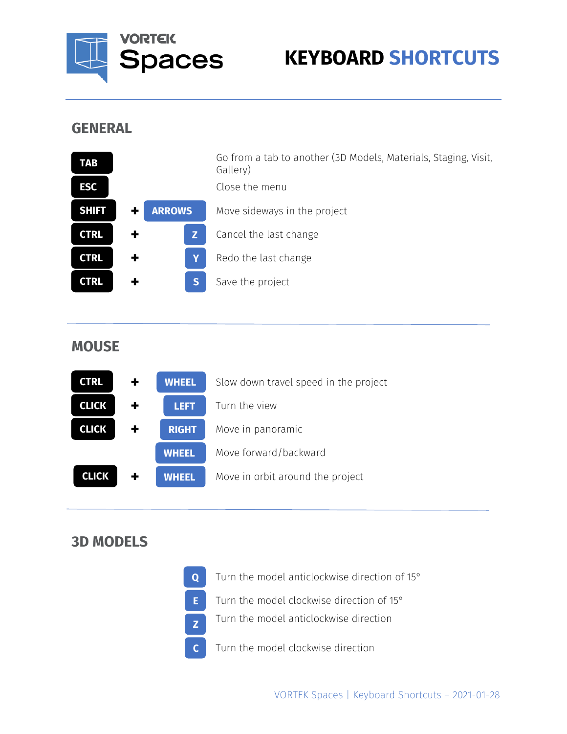VORTEK Spaces

# KEYBOARD SHORTCUTS

## GENERAL

| Shortcut | Action |
| --- | --- |
| TAB | Go from a tab to another (3D Models, Materials, Staging, Visit, Gallery) |
| ESC | Close the menu |
| SHIFT + ARROWS | Move sideways in the project |
| CTRL + Z | Cancel the last change |
| CTRL + Y | Redo the last change |
| CTRL + S | Save the project |

## MOUSE

| Shortcut | Action |
| --- | --- |
| CTRL + WHEEL | Slow down travel speed in the project |
| CLICK + LEFT | Turn the view |
| CLICK + RIGHT | Move in panoramic |
| WHEEL | Move forward/backward |
| CLICK + WHEEL | Move in orbit around the project |

## 3D MODELS

| Shortcut | Action |
| --- | --- |
| Q | Turn the model anticlockwise direction of 15° |
| E | Turn the model clockwise direction of 15° |
| Z | Turn the model anticlockwise direction |
| C | Turn the model clockwise direction |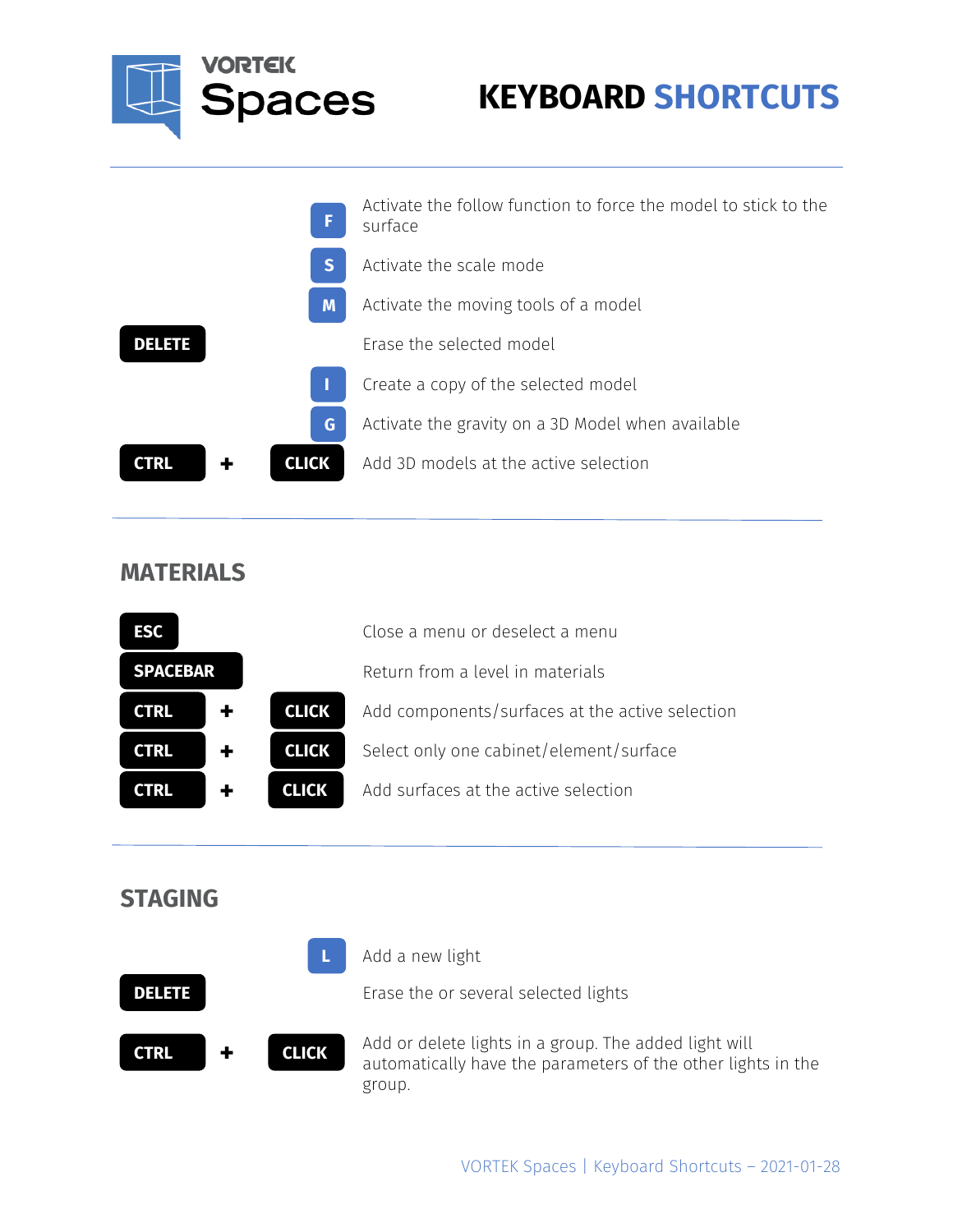# VORTEK Spaces

# KEYBOARD SHORTCUTS

| Shortcut | Description |
| --- | --- |
| F | Activate the follow function to force the model to stick to the surface |
| S | Activate the scale mode |
| M | Activate the moving tools of a model |
| DELETE | Erase the selected model |
| I | Create a copy of the selected model |
| G | Activate the gravity on a 3D Model when available |
| CTRL + CLICK | Add 3D models at the active selection |

## MATERIALS

| Shortcut | Description |
| --- | --- |
| ESC | Close a menu or deselect a menu |
| SPACEBAR | Return from a level in materials |
| CTRL + CLICK | Add components/surfaces at the active selection |
| CTRL + CLICK | Select only one cabinet/element/surface |
| CTRL + CLICK | Add surfaces at the active selection |

## STAGING

| Shortcut | Description |
| --- | --- |
| L | Add a new light |
| DELETE | Erase the or several selected lights |
| CTRL + CLICK | Add or delete lights in a group. The added light will automatically have the parameters of the other lights in the group. |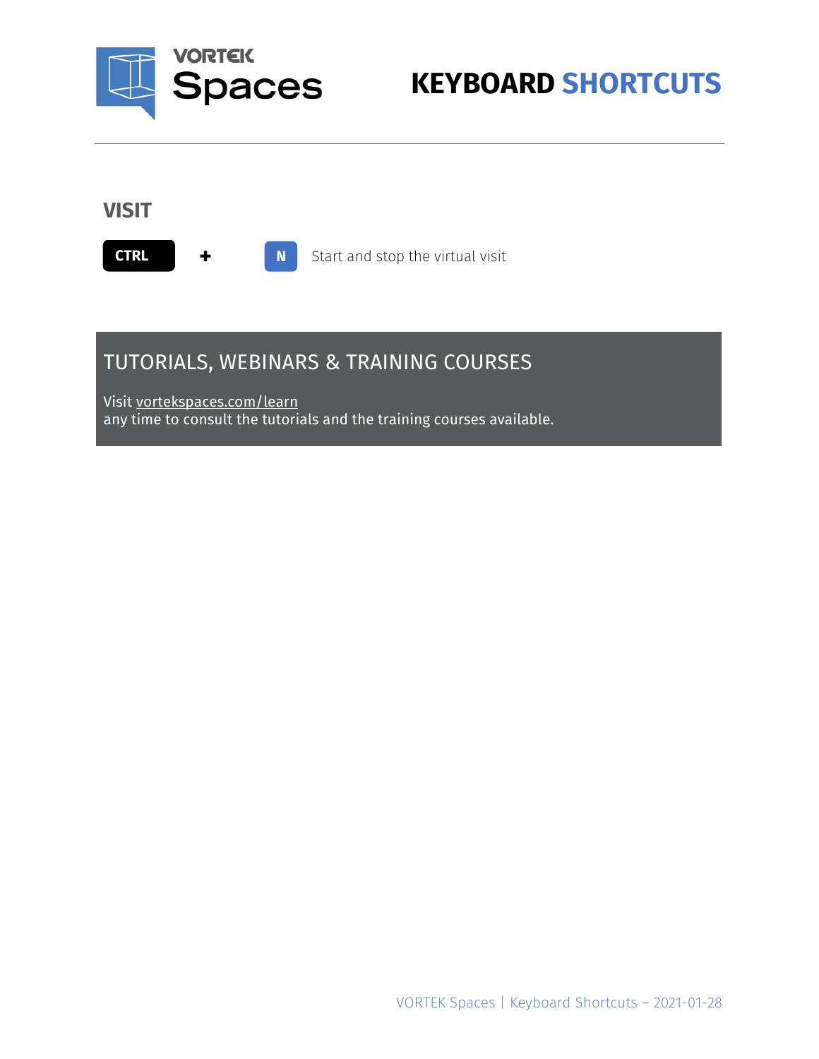VORTEK Spaces

# KEYBOARD SHORTCUTS

## VISIT

| | |
|---|---|
| CTRL + N | Start and stop the virtual visit |

## TUTORIALS, WEBINARS & TRAINING COURSES

Visit vortekspaces.com/learn
any time to consult the tutorials and the training courses available.